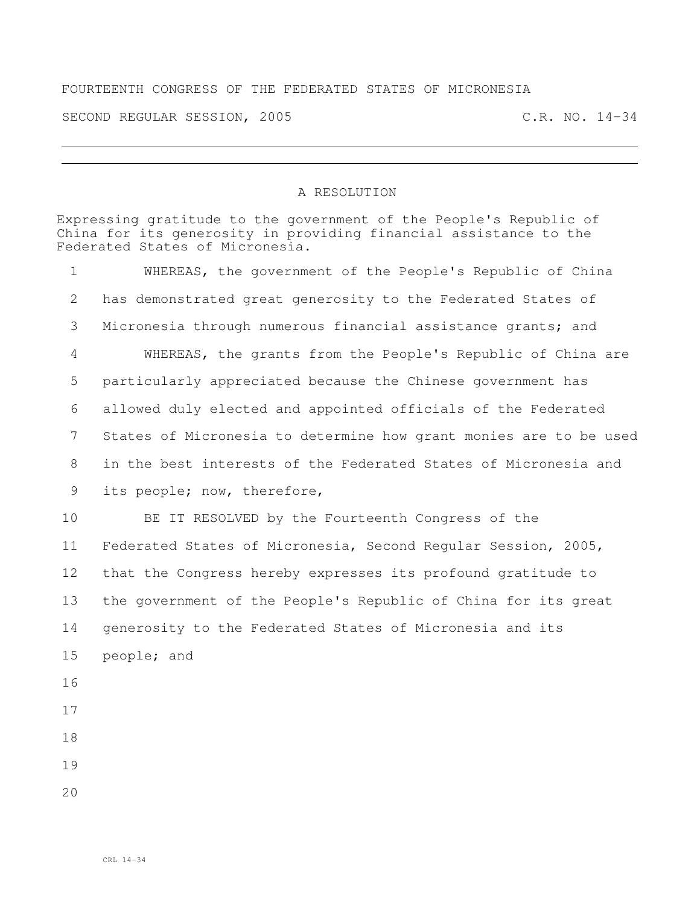FOURTEENTH CONGRESS OF THE FEDERATED STATES OF MICRONESIA

SECOND REGULAR SESSION, 2005 C.R. NO. 14-34

# A RESOLUTION

Expressing gratitude to the government of the People's Republic of China for its generosity in providing financial assistance to the Federated States of Micronesia.

WHEREAS, the government of the People's Republic of China has demonstrated great generosity to the Federated States of Micronesia through numerous financial assistance grants; and

WHEREAS, the grants from the People's Republic of China are particularly appreciated because the Chinese government has allowed duly elected and appointed officials of the Federated States of Micronesia to determine how grant monies are to be used in the best interests of the Federated States of Micronesia and its people; now, therefore,

BE IT RESOLVED by the Fourteenth Congress of the Federated States of Micronesia, Second Regular Session, 2005, that the Congress hereby expresses its profound gratitude to the government of the People's Republic of China for its great generosity to the Federated States of Micronesia and its people; and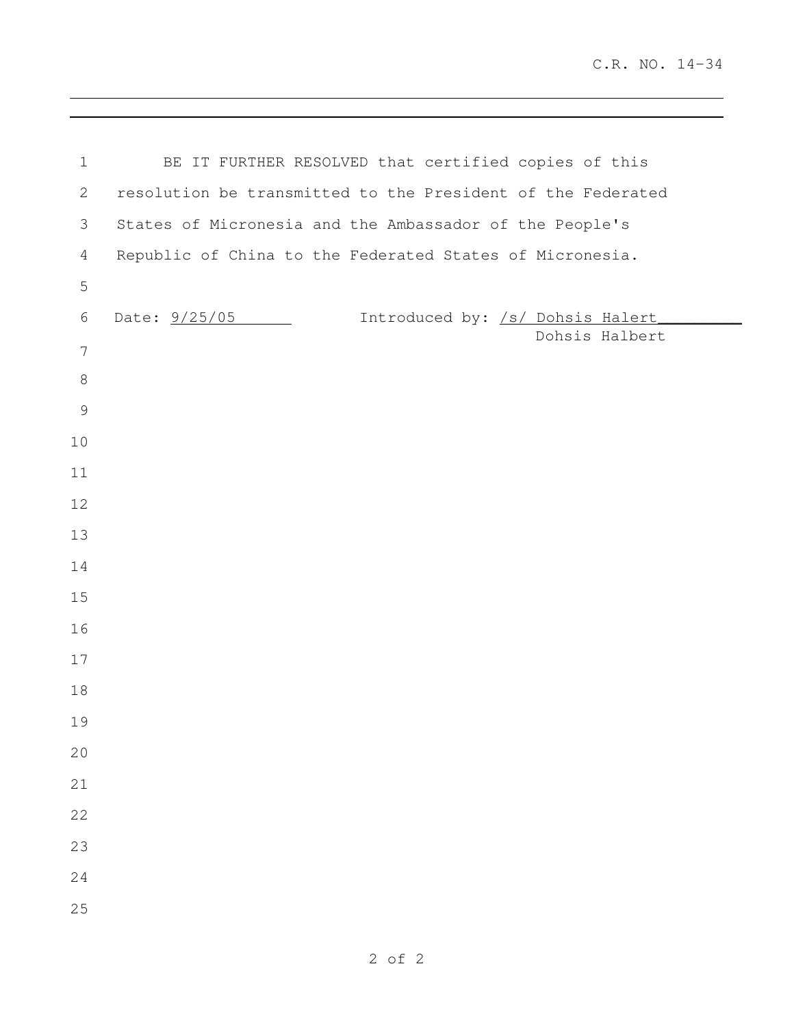BE IT FURTHER RESOLVED that certified copies of this resolution be transmitted to the President of the Federated States of Micronesia and the Ambassador of the People's Republic of China to the Federated States of Micronesia.

Date: 9/25/05

Introduced by: /s/ Dohsis Halert
Dohsis Halbert